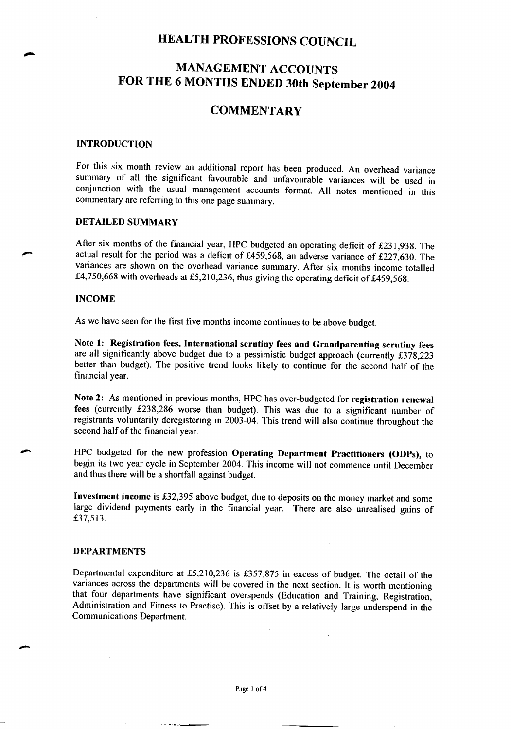# HEALTH PROFESSIONS COUNCIL

# MANAGEMENT ACCOUNTS FOR THE 6 MONTHS ENDED 30th September 2004

## COMMENTARY

### INTRODUCTION

For this six month review an additional report has been produced. An overhead variance summary of all the significant favourable and unfavourable variances will be used in conjunction with the usual management accounts format. All notes mentioned in this commentary are referring to this one page summary.

### DETAILED SUMMARY

After six months of the financial year, HPC budgeted an operating deficit of £231,938. The actual result for the period was a deficit of £459,568, an adverse variance of £227,630. The variances are shown on the overhead variance summary. After six months income totalled £4,750,668 with overheads at £5,210,236, thus giving the operating deficit of £459,568.

### INCOME

As we have seen for the first five months income continues to be above budget.

**Note 1: Registration fees, International scrutiny fees and Grandparenting scrutiny fees** are all significantly above budget due to a pessimistic budget approach (currently £378,223 better than budget). The positive trend looks likely to continue for the second half of the financial year.

**Note 2:** As mentioned in previous months, HPC has over-budgeted for **registration renewal fees** (currently £238,286 worse than budget). This was due to a significant number of registrants voluntarily deregistering in 2003-04. This trend will also continue throughout the second half of the financial year.

HPC budgeted for the new profession **Operating Department Practitioners (ODPs)**, to begin its two year cycle in September 2004. This income will not commence until December and thus there will be a shortfall against budget.

**Investment income** is £32,395 above budget, due to deposits on the money market and some large dividend payments early in the financial year. There are also unrealised gains of £37,513.

### DEPARTMENTS

Departmental expenditure at £5,210,236 is £357,875 in excess of budget. The detail of the variances across the departments will be covered in the next section. It is worth mentioning that four departments have significant overspends (Education and Training, Registration, Administration and Fitness to Practise). This is offset by a relatively large underspend in the Communications Department.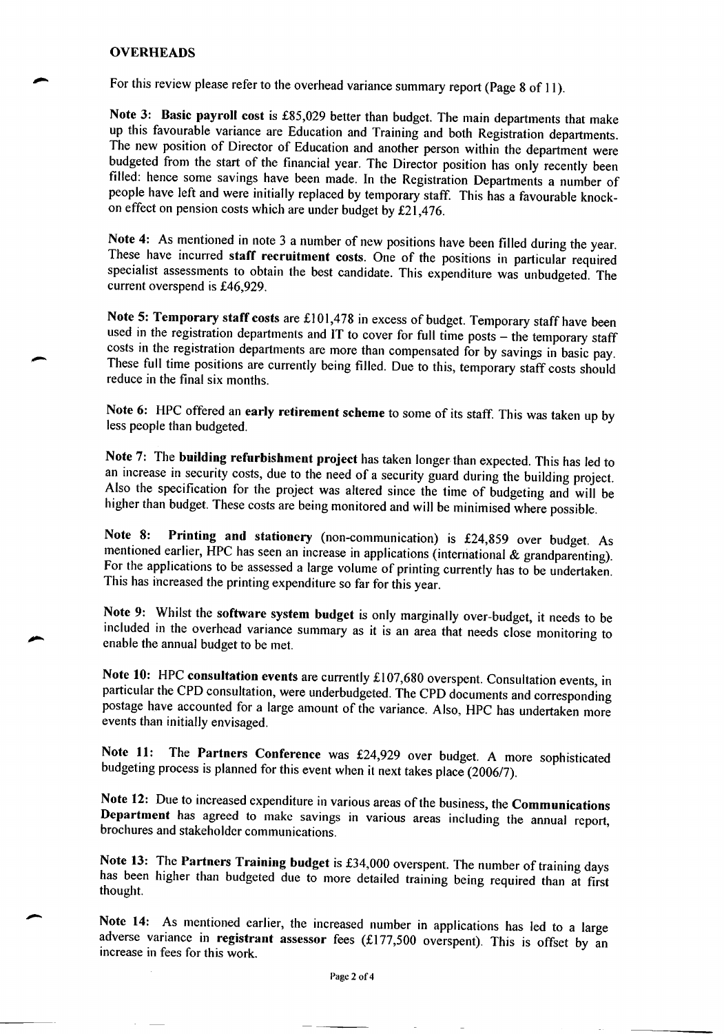## OVERHEADS

For this review please refer to the overhead variance summary report (Page 8 of 11).

**Note 3:** **Basic payroll cost** is £85,029 better than budget. The main departments that make up this favourable variance are Education and Training and both Registration departments. The new position of Director of Education and another person within the department were budgeted from the start of the financial year. The Director position has only recently been filled: hence some savings have been made. In the Registration Departments a number of people have left and were initially replaced by temporary staff. This has a favourable knock-on effect on pension costs which are under budget by £21,476.

**Note 4:** As mentioned in note 3 a number of new positions have been filled during the year. These have incurred **staff recruitment costs**. One of the positions in particular required specialist assessments to obtain the best candidate. This expenditure was unbudgeted. The current overspend is £46,929.

**Note 5:** **Temporary staff costs** are £101,478 in excess of budget. Temporary staff have been used in the registration departments and IT to cover for full time posts – the temporary staff costs in the registration departments are more than compensated for by savings in basic pay. These full time positions are currently being filled. Due to this, temporary staff costs should reduce in the final six months.

**Note 6:** HPC offered an **early retirement scheme** to some of its staff. This was taken up by less people than budgeted.

**Note 7:** The **building refurbishment project** has taken longer than expected. This has led to an increase in security costs, due to the need of a security guard during the building project. Also the specification for the project was altered since the time of budgeting and will be higher than budget. These costs are being monitored and will be minimised where possible.

**Note 8:** **Printing and stationery** (non-communication) is £24,859 over budget. As mentioned earlier, HPC has seen an increase in applications (international & grandparenting). For the applications to be assessed a large volume of printing currently has to be undertaken. This has increased the printing expenditure so far for this year.

**Note 9:** Whilst the **software system budget** is only marginally over-budget, it needs to be included in the overhead variance summary as it is an area that needs close monitoring to enable the annual budget to be met.

**Note 10:** HPC **consultation events** are currently £107,680 overspent. Consultation events, in particular the CPD consultation, were underbudgeted. The CPD documents and corresponding postage have accounted for a large amount of the variance. Also, HPC has undertaken more events than initially envisaged.

**Note 11:** The **Partners Conference** was £24,929 over budget. A more sophisticated budgeting process is planned for this event when it next takes place (2006/7).

**Note 12:** Due to increased expenditure in various areas of the business, the **Communications Department** has agreed to make savings in various areas including the annual report, brochures and stakeholder communications.

**Note 13:** The **Partners Training budget** is £34,000 overspent. The number of training days has been higher than budgeted due to more detailed training being required than at first thought.

**Note 14:** As mentioned earlier, the increased number in applications has led to a large adverse variance in **registrant assessor** fees (£177,500 overspent). This is offset by an increase in fees for this work.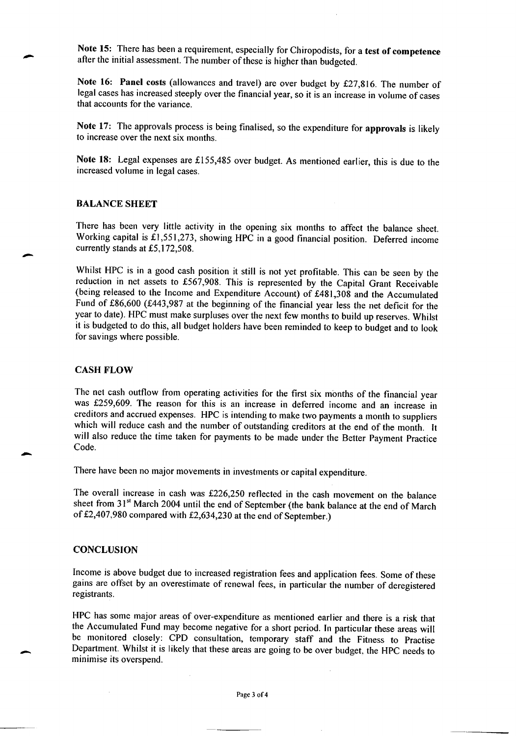**Note 15:** There has been a requirement, especially for Chiropodists, for a **test of competence** after the initial assessment. The number of these is higher than budgeted.

**Note 16: Panel costs** (allowances and travel) are over budget by £27,816. The number of legal cases has increased steeply over the financial year, so it is an increase in volume of cases that accounts for the variance.

**Note 17:** The approvals process is being finalised, so the expenditure for **approvals** is likely to increase over the next six months.

**Note 18:** Legal expenses are £155,485 over budget. As mentioned earlier, this is due to the increased volume in legal cases.

## BALANCE SHEET

There has been very little activity in the opening six months to affect the balance sheet. Working capital is £1,551,273, showing HPC in a good financial position. Deferred income currently stands at £5,172,508.

Whilst HPC is in a good cash position it still is not yet profitable. This can be seen by the reduction in net assets to £567,908. This is represented by the Capital Grant Receivable (being released to the Income and Expenditure Account) of £481,308 and the Accumulated Fund of £86,600 (£443,987 at the beginning of the financial year less the net deficit for the year to date). HPC must make surpluses over the next few months to build up reserves. Whilst it is budgeted to do this, all budget holders have been reminded to keep to budget and to look for savings where possible.

## CASH FLOW

The net cash outflow from operating activities for the first six months of the financial year was £259,609. The reason for this is an increase in deferred income and an increase in creditors and accrued expenses. HPC is intending to make two payments a month to suppliers which will reduce cash and the number of outstanding creditors at the end of the month. It will also reduce the time taken for payments to be made under the Better Payment Practice Code.

There have been no major movements in investments or capital expenditure.

The overall increase in cash was £226,250 reflected in the cash movement on the balance sheet from 31st March 2004 until the end of September (the bank balance at the end of March of £2,407,980 compared with £2,634,230 at the end of September.)

## CONCLUSION

Income is above budget due to increased registration fees and application fees. Some of these gains are offset by an overestimate of renewal fees, in particular the number of deregistered registrants.

HPC has some major areas of over-expenditure as mentioned earlier and there is a risk that the Accumulated Fund may become negative for a short period. In particular these areas will be monitored closely: CPD consultation, temporary staff and the Fitness to Practise Department. Whilst it is likely that these areas are going to be over budget, the HPC needs to minimise its overspend.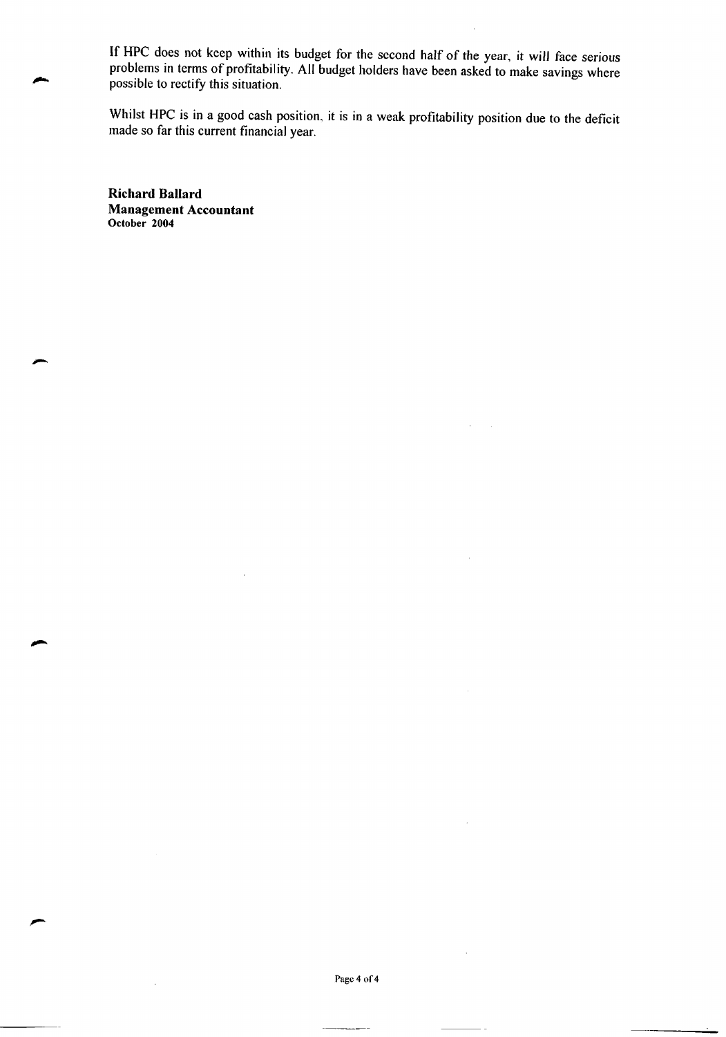If HPC does not keep within its budget for the second half of the year, it will face serious problems in terms of profitability. All budget holders have been asked to make savings where possible to rectify this situation.

Whilst HPC is in a good cash position, it is in a weak profitability position due to the deficit made so far this current financial year.

**Richard Ballard**
**Management Accountant**
**October 2004**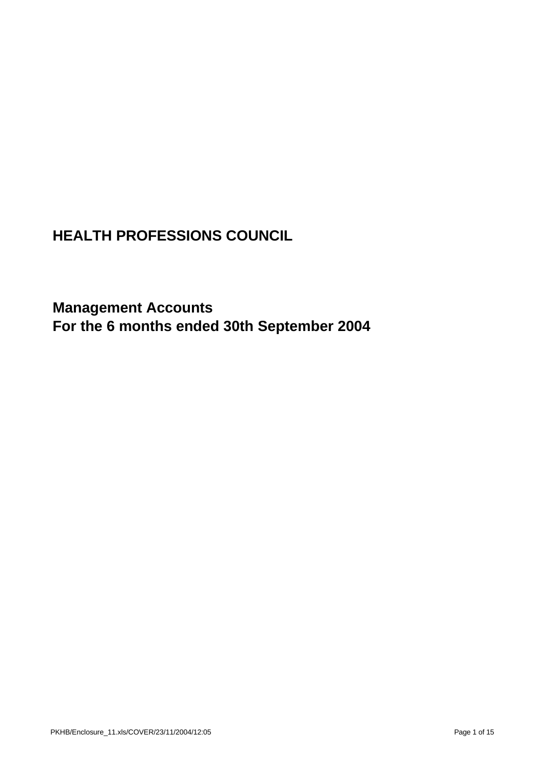# HEALTH PROFESSIONS COUNCIL

## Management Accounts
## For the 6 months ended 30th September 2004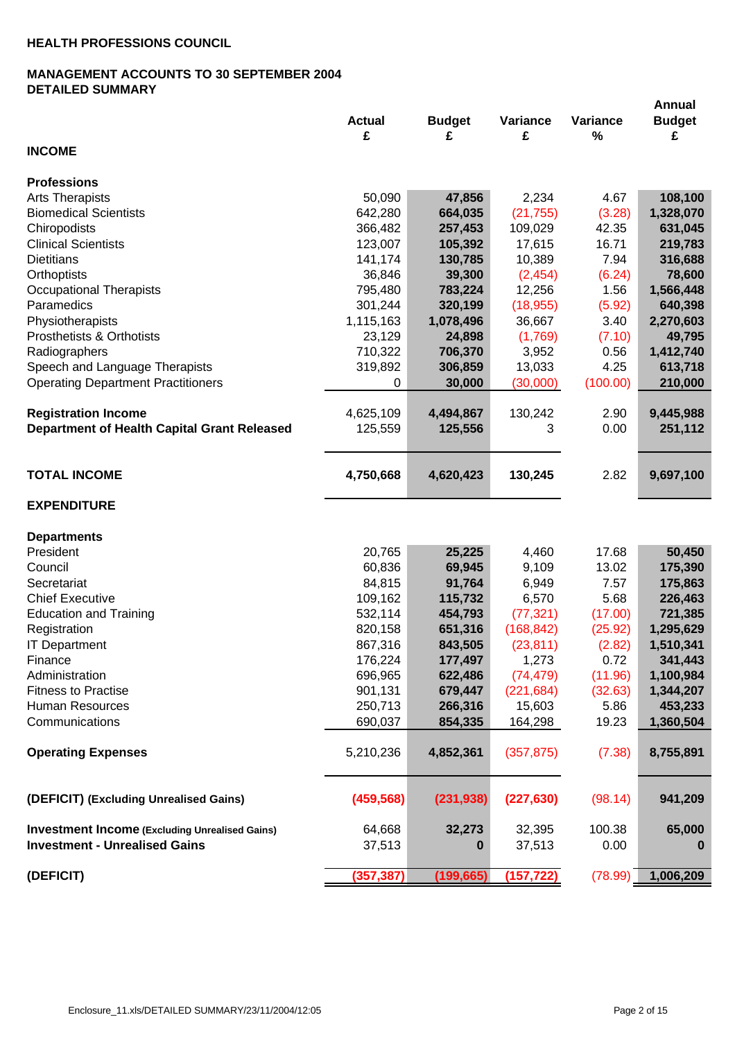**HEALTH PROFESSIONS COUNCIL**

**MANAGEMENT ACCOUNTS TO 30 SEPTEMBER 2004**
**DETAILED SUMMARY**

| | Actual £ | Budget £ | Variance £ | Variance % | Annual Budget £ |
|---|---|---|---|---|---|
| **INCOME** | | | | | |
| **Professions** | | | | | |
| Arts Therapists | 50,090 | **47,856** | 2,234 | 4.67 | **108,100** |
| Biomedical Scientists | 642,280 | **664,035** | (21,755) | (3.28) | **1,328,070** |
| Chiropodists | 366,482 | **257,453** | 109,029 | 42.35 | **631,045** |
| Clinical Scientists | 123,007 | **105,392** | 17,615 | 16.71 | **219,783** |
| Dietitians | 141,174 | **130,785** | 10,389 | 7.94 | **316,688** |
| Orthoptists | 36,846 | **39,300** | (2,454) | (6.24) | **78,600** |
| Occupational Therapists | 795,480 | **783,224** | 12,256 | 1.56 | **1,566,448** |
| Paramedics | 301,244 | **320,199** | (18,955) | (5.92) | **640,398** |
| Physiotherapists | 1,115,163 | **1,078,496** | 36,667 | 3.40 | **2,270,603** |
| Prosthetists & Orthotists | 23,129 | **24,898** | (1,769) | (7.10) | **49,795** |
| Radiographers | 710,322 | **706,370** | 3,952 | 0.56 | **1,412,740** |
| Speech and Language Therapists | 319,892 | **306,859** | 13,033 | 4.25 | **613,718** |
| Operating Department Practitioners | 0 | **30,000** | (30,000) | (100.00) | **210,000** |
| **Registration Income** | 4,625,109 | **4,494,867** | 130,242 | 2.90 | **9,445,988** |
| **Department of Health Capital Grant Released** | 125,559 | **125,556** | 3 | 0.00 | **251,112** |
| **TOTAL INCOME** | **4,750,668** | **4,620,423** | **130,245** | 2.82 | **9,697,100** |
| **EXPENDITURE** | | | | | |
| **Departments** | | | | | |
| President | 20,765 | **25,225** | 4,460 | 17.68 | **50,450** |
| Council | 60,836 | **69,945** | 9,109 | 13.02 | **175,390** |
| Secretariat | 84,815 | **91,764** | 6,949 | 7.57 | **175,863** |
| Chief Executive | 109,162 | **115,732** | 6,570 | 5.68 | **226,463** |
| Education and Training | 532,114 | **454,793** | (77,321) | (17.00) | **721,385** |
| Registration | 820,158 | **651,316** | (168,842) | (25.92) | **1,295,629** |
| IT Department | 867,316 | **843,505** | (23,811) | (2.82) | **1,510,341** |
| Finance | 176,224 | **177,497** | 1,273 | 0.72 | **341,443** |
| Administration | 696,965 | **622,486** | (74,479) | (11.96) | **1,100,984** |
| Fitness to Practise | 901,131 | **679,447** | (221,684) | (32.63) | **1,344,207** |
| Human Resources | 250,713 | **266,316** | 15,603 | 5.86 | **453,233** |
| Communications | 690,037 | **854,335** | 164,298 | 19.23 | **1,360,504** |
| **Operating Expenses** | 5,210,236 | **4,852,361** | (357,875) | (7.38) | **8,755,891** |
| **(DEFICIT) (Excluding Unrealised Gains)** | **(459,568)** | **(231,938)** | **(227,630)** | (98.14) | **941,209** |
| **Investment Income (Excluding Unrealised Gains)** | 64,668 | **32,273** | 32,395 | 100.38 | **65,000** |
| **Investment - Unrealised Gains** | 37,513 | **0** | 37,513 | 0.00 | **0** |
| **(DEFICIT)** | **(357,387)** | **(199,665)** | **(157,722)** | (78.99) | **1,006,209** |

Enclosure_11.xls/DETAILED SUMMARY/23/11/2004/12:05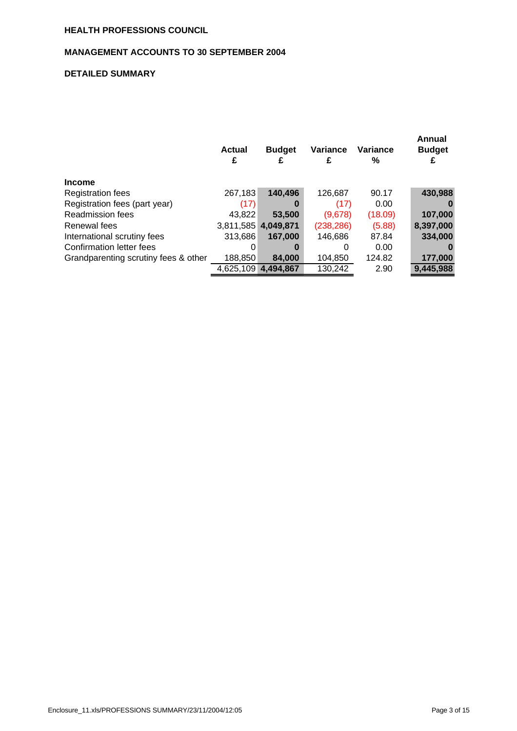**HEALTH PROFESSIONS COUNCIL**

**MANAGEMENT ACCOUNTS TO 30 SEPTEMBER 2004**

**DETAILED SUMMARY**

| | Actual £ | Budget £ | Variance £ | Variance % | Annual Budget £ |
|---|---|---|---|---|---|
| **Income** | | | | | |
| Registration fees | 267,183 | **140,496** | 126,687 | 90.17 | **430,988** |
| Registration fees (part year) | (17) | **0** | (17) | 0.00 | **0** |
| Readmission fees | 43,822 | **53,500** | (9,678) | (18.09) | **107,000** |
| Renewal fees | 3,811,585 | **4,049,871** | (238,286) | (5.88) | **8,397,000** |
| International scrutiny fees | 313,686 | **167,000** | 146,686 | 87.84 | **334,000** |
| Confirmation letter fees | 0 | **0** | 0 | 0.00 | **0** |
| Grandparenting scrutiny fees & other | 188,850 | **84,000** | 104,850 | 124.82 | **177,000** |
| | 4,625,109 | **4,494,867** | 130,242 | 2.90 | **9,445,988** |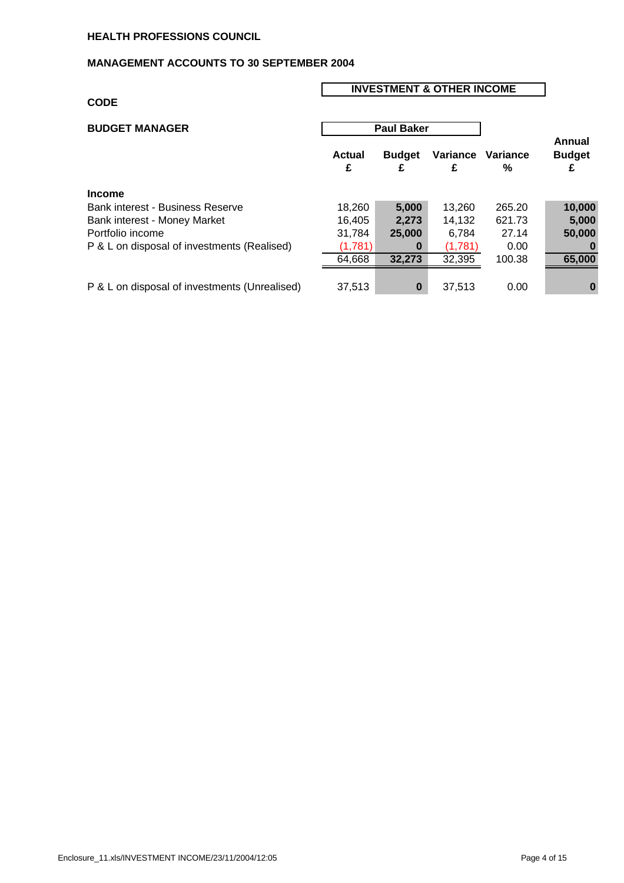**HEALTH PROFESSIONS COUNCIL**

**MANAGEMENT ACCOUNTS TO 30 SEPTEMBER 2004**

**INVESTMENT & OTHER INCOME**

**CODE**

**BUDGET MANAGER** **Paul Baker**

| | Actual £ | Budget £ | Variance £ | Variance % | Annual Budget £ |
|---|---|---|---|---|---|
| **Income** | | | | | |
| Bank interest - Business Reserve | 18,260 | **5,000** | 13,260 | 265.20 | **10,000** |
| Bank interest - Money Market | 16,405 | **2,273** | 14,132 | 621.73 | **5,000** |
| Portfolio income | 31,784 | **25,000** | 6,784 | 27.14 | **50,000** |
| P & L on disposal of investments (Realised) | (1,781) | **0** | (1,781) | 0.00 | **0** |
| | 64,668 | **32,273** | 32,395 | 100.38 | **65,000** |
| P & L on disposal of investments (Unrealised) | 37,513 | **0** | 37,513 | 0.00 | **0** |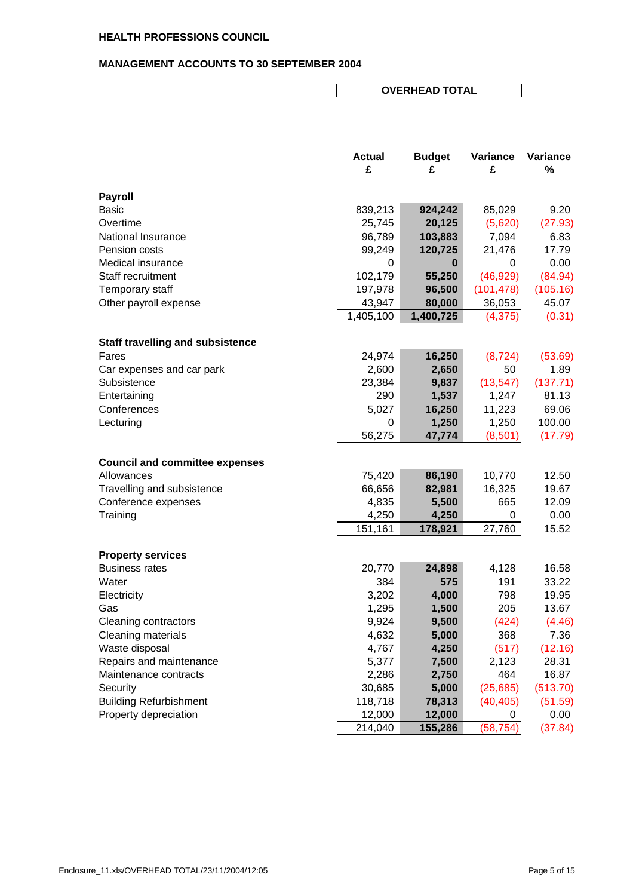**HEALTH PROFESSIONS COUNCIL**

**MANAGEMENT ACCOUNTS TO 30 SEPTEMBER 2004**

**OVERHEAD TOTAL**

| | Actual £ | Budget £ | Variance £ | Variance % |
|---|---|---|---|---|
| **Payroll** | | | | |
| Basic | 839,213 | **924,242** | 85,029 | 9.20 |
| Overtime | 25,745 | **20,125** | (5,620) | (27.93) |
| National Insurance | 96,789 | **103,883** | 7,094 | 6.83 |
| Pension costs | 99,249 | **120,725** | 21,476 | 17.79 |
| Medical insurance | 0 | **0** | 0 | 0.00 |
| Staff recruitment | 102,179 | **55,250** | (46,929) | (84.94) |
| Temporary staff | 197,978 | **96,500** | (101,478) | (105.16) |
| Other payroll expense | 43,947 | **80,000** | 36,053 | 45.07 |
| | 1,405,100 | **1,400,725** | (4,375) | (0.31) |
| **Staff travelling and subsistence** | | | | |
| Fares | 24,974 | **16,250** | (8,724) | (53.69) |
| Car expenses and car park | 2,600 | **2,650** | 50 | 1.89 |
| Subsistence | 23,384 | **9,837** | (13,547) | (137.71) |
| Entertaining | 290 | **1,537** | 1,247 | 81.13 |
| Conferences | 5,027 | **16,250** | 11,223 | 69.06 |
| Lecturing | 0 | **1,250** | 1,250 | 100.00 |
| | 56,275 | **47,774** | (8,501) | (17.79) |
| **Council and committee expenses** | | | | |
| Allowances | 75,420 | **86,190** | 10,770 | 12.50 |
| Travelling and subsistence | 66,656 | **82,981** | 16,325 | 19.67 |
| Conference expenses | 4,835 | **5,500** | 665 | 12.09 |
| Training | 4,250 | **4,250** | 0 | 0.00 |
| | 151,161 | **178,921** | 27,760 | 15.52 |
| **Property services** | | | | |
| Business rates | 20,770 | **24,898** | 4,128 | 16.58 |
| Water | 384 | **575** | 191 | 33.22 |
| Electricity | 3,202 | **4,000** | 798 | 19.95 |
| Gas | 1,295 | **1,500** | 205 | 13.67 |
| Cleaning contractors | 9,924 | **9,500** | (424) | (4.46) |
| Cleaning materials | 4,632 | **5,000** | 368 | 7.36 |
| Waste disposal | 4,767 | **4,250** | (517) | (12.16) |
| Repairs and maintenance | 5,377 | **7,500** | 2,123 | 28.31 |
| Maintenance contracts | 2,286 | **2,750** | 464 | 16.87 |
| Security | 30,685 | **5,000** | (25,685) | (513.70) |
| Building Refurbishment | 118,718 | **78,313** | (40,405) | (51.59) |
| Property depreciation | 12,000 | **12,000** | 0 | 0.00 |
| | 214,040 | **155,286** | (58,754) | (37.84) |

Enclosure_11.xls/OVERHEAD TOTAL/23/11/2004/12:05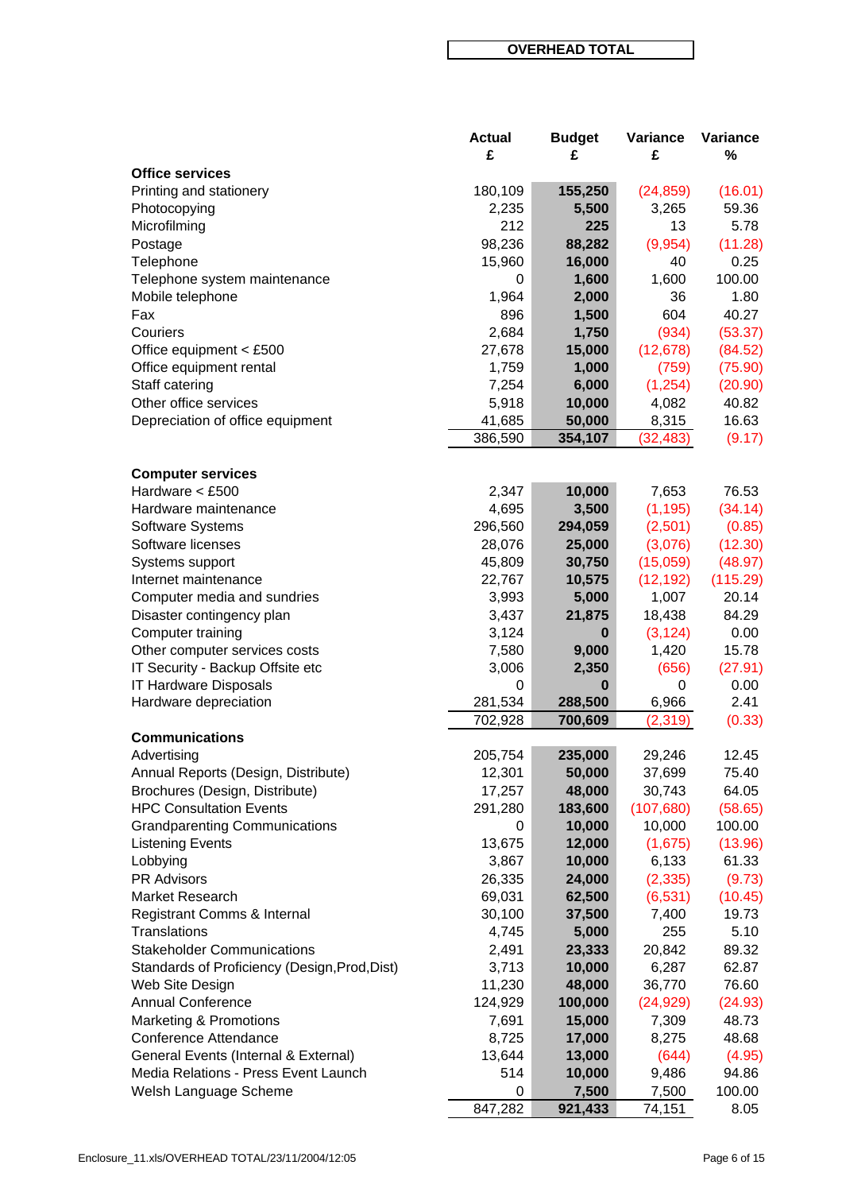**OVERHEAD TOTAL**

| | Actual £ | Budget £ | Variance £ | Variance % |
|---|---|---|---|---|
| **Office services** | | | | |
| Printing and stationery | 180,109 | **155,250** | (24,859) | (16.01) |
| Photocopying | 2,235 | **5,500** | 3,265 | 59.36 |
| Microfilming | 212 | **225** | 13 | 5.78 |
| Postage | 98,236 | **88,282** | (9,954) | (11.28) |
| Telephone | 15,960 | **16,000** | 40 | 0.25 |
| Telephone system maintenance | 0 | **1,600** | 1,600 | 100.00 |
| Mobile telephone | 1,964 | **2,000** | 36 | 1.80 |
| Fax | 896 | **1,500** | 604 | 40.27 |
| Couriers | 2,684 | **1,750** | (934) | (53.37) |
| Office equipment < £500 | 27,678 | **15,000** | (12,678) | (84.52) |
| Office equipment rental | 1,759 | **1,000** | (759) | (75.90) |
| Staff catering | 7,254 | **6,000** | (1,254) | (20.90) |
| Other office services | 5,918 | **10,000** | 4,082 | 40.82 |
| Depreciation of office equipment | 41,685 | **50,000** | 8,315 | 16.63 |
| | 386,590 | **354,107** | (32,483) | (9.17) |
| **Computer services** | | | | |
| Hardware < £500 | 2,347 | **10,000** | 7,653 | 76.53 |
| Hardware maintenance | 4,695 | **3,500** | (1,195) | (34.14) |
| Software Systems | 296,560 | **294,059** | (2,501) | (0.85) |
| Software licenses | 28,076 | **25,000** | (3,076) | (12.30) |
| Systems support | 45,809 | **30,750** | (15,059) | (48.97) |
| Internet maintenance | 22,767 | **10,575** | (12,192) | (115.29) |
| Computer media and sundries | 3,993 | **5,000** | 1,007 | 20.14 |
| Disaster contingency plan | 3,437 | **21,875** | 18,438 | 84.29 |
| Computer training | 3,124 | **0** | (3,124) | 0.00 |
| Other computer services costs | 7,580 | **9,000** | 1,420 | 15.78 |
| IT Security - Backup Offsite etc | 3,006 | **2,350** | (656) | (27.91) |
| IT Hardware Disposals | 0 | **0** | 0 | 0.00 |
| Hardware depreciation | 281,534 | **288,500** | 6,966 | 2.41 |
| | 702,928 | **700,609** | (2,319) | (0.33) |
| **Communications** | | | | |
| Advertising | 205,754 | **235,000** | 29,246 | 12.45 |
| Annual Reports (Design, Distribute) | 12,301 | **50,000** | 37,699 | 75.40 |
| Brochures (Design, Distribute) | 17,257 | **48,000** | 30,743 | 64.05 |
| HPC Consultation Events | 291,280 | **183,600** | (107,680) | (58.65) |
| Grandparenting Communications | 0 | **10,000** | 10,000 | 100.00 |
| Listening Events | 13,675 | **12,000** | (1,675) | (13.96) |
| Lobbying | 3,867 | **10,000** | 6,133 | 61.33 |
| PR Advisors | 26,335 | **24,000** | (2,335) | (9.73) |
| Market Research | 69,031 | **62,500** | (6,531) | (10.45) |
| Registrant Comms & Internal | 30,100 | **37,500** | 7,400 | 19.73 |
| Translations | 4,745 | **5,000** | 255 | 5.10 |
| Stakeholder Communications | 2,491 | **23,333** | 20,842 | 89.32 |
| Standards of Proficiency (Design,Prod,Dist) | 3,713 | **10,000** | 6,287 | 62.87 |
| Web Site Design | 11,230 | **48,000** | 36,770 | 76.60 |
| Annual Conference | 124,929 | **100,000** | (24,929) | (24.93) |
| Marketing & Promotions | 7,691 | **15,000** | 7,309 | 48.73 |
| Conference Attendance | 8,725 | **17,000** | 8,275 | 48.68 |
| General Events (Internal & External) | 13,644 | **13,000** | (644) | (4.95) |
| Media Relations - Press Event Launch | 514 | **10,000** | 9,486 | 94.86 |
| Welsh Language Scheme | 0 | **7,500** | 7,500 | 100.00 |
| | 847,282 | **921,433** | 74,151 | 8.05 |

Enclosure_11.xls/OVERHEAD TOTAL/23/11/2004/12:05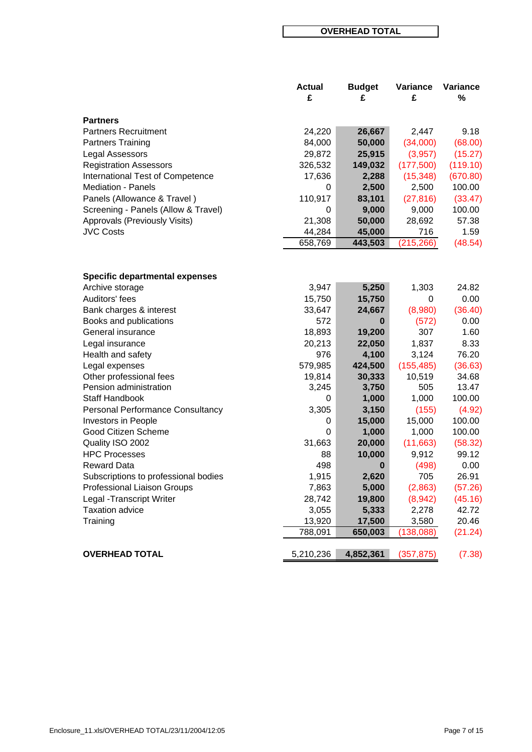# OVERHEAD TOTAL

| | Actual £ | Budget £ | Variance £ | Variance % |
|---|---|---|---|---|
| **Partners** | | | | |
| Partners Recruitment | 24,220 | **26,667** | 2,447 | 9.18 |
| Partners Training | 84,000 | **50,000** | (34,000) | (68.00) |
| Legal Assessors | 29,872 | **25,915** | (3,957) | (15.27) |
| Registration Assessors | 326,532 | **149,032** | (177,500) | (119.10) |
| International Test of Competence | 17,636 | **2,288** | (15,348) | (670.80) |
| Mediation - Panels | 0 | **2,500** | 2,500 | 100.00 |
| Panels (Allowance & Travel ) | 110,917 | **83,101** | (27,816) | (33.47) |
| Screening - Panels (Allow & Travel) | 0 | **9,000** | 9,000 | 100.00 |
| Approvals (Previously Visits) | 21,308 | **50,000** | 28,692 | 57.38 |
| JVC Costs | 44,284 | **45,000** | 716 | 1.59 |
| | 658,769 | **443,503** | (215,266) | (48.54) |
| **Specific departmental expenses** | | | | |
| Archive storage | 3,947 | **5,250** | 1,303 | 24.82 |
| Auditors' fees | 15,750 | **15,750** | 0 | 0.00 |
| Bank charges & interest | 33,647 | **24,667** | (8,980) | (36.40) |
| Books and publications | 572 | **0** | (572) | 0.00 |
| General insurance | 18,893 | **19,200** | 307 | 1.60 |
| Legal insurance | 20,213 | **22,050** | 1,837 | 8.33 |
| Health and safety | 976 | **4,100** | 3,124 | 76.20 |
| Legal expenses | 579,985 | **424,500** | (155,485) | (36.63) |
| Other professional fees | 19,814 | **30,333** | 10,519 | 34.68 |
| Pension administration | 3,245 | **3,750** | 505 | 13.47 |
| Staff Handbook | 0 | **1,000** | 1,000 | 100.00 |
| Personal Performance Consultancy | 3,305 | **3,150** | (155) | (4.92) |
| Investors in People | 0 | **15,000** | 15,000 | 100.00 |
| Good Citizen Scheme | 0 | **1,000** | 1,000 | 100.00 |
| Quality ISO 2002 | 31,663 | **20,000** | (11,663) | (58.32) |
| HPC Processes | 88 | **10,000** | 9,912 | 99.12 |
| Reward Data | 498 | **0** | (498) | 0.00 |
| Subscriptions to professional bodies | 1,915 | **2,620** | 705 | 26.91 |
| Professional Liaison Groups | 7,863 | **5,000** | (2,863) | (57.26) |
| Legal -Transcript Writer | 28,742 | **19,800** | (8,942) | (45.16) |
| Taxation advice | 3,055 | **5,333** | 2,278 | 42.72 |
| Training | 13,920 | **17,500** | 3,580 | 20.46 |
| | 788,091 | **650,003** | (138,088) | (21.24) |
| **OVERHEAD TOTAL** | 5,210,236 | **4,852,361** | (357,875) | (7.38) |

Enclosure_11.xls/OVERHEAD TOTAL/23/11/2004/12:05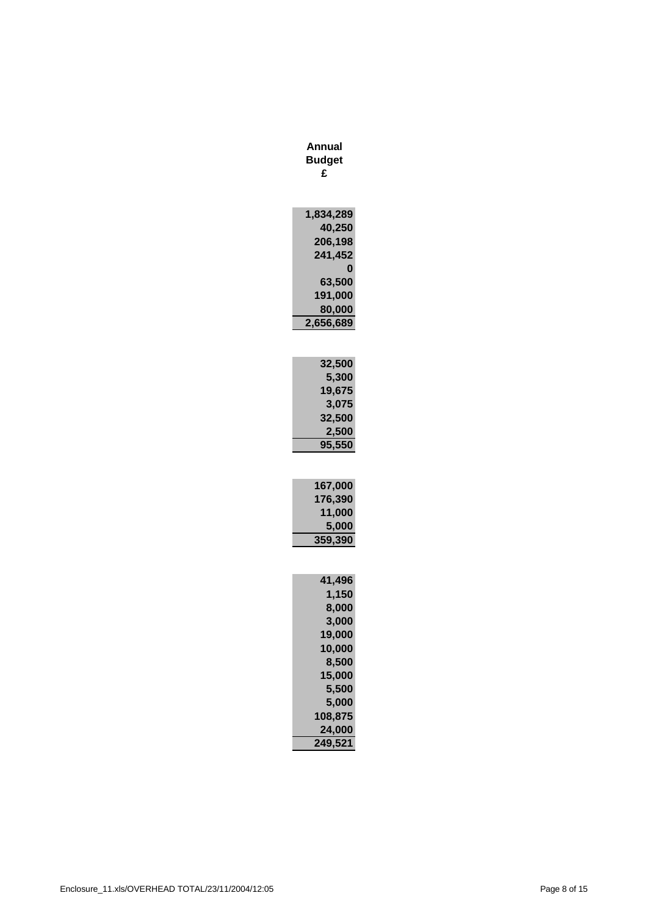| Annual Budget £ |
|---:|
| |
| 1,834,289 |
| 40,250 |
| 206,198 |
| 241,452 |
| 0 |
| 63,500 |
| 191,000 |
| 80,000 |
| 2,656,689 |
| |
| 32,500 |
| 5,300 |
| 19,675 |
| 3,075 |
| 32,500 |
| 2,500 |
| 95,550 |
| |
| 167,000 |
| 176,390 |
| 11,000 |
| 5,000 |
| 359,390 |
| |
| 41,496 |
| 1,150 |
| 8,000 |
| 3,000 |
| 19,000 |
| 10,000 |
| 8,500 |
| 15,000 |
| 5,500 |
| 5,000 |
| 108,875 |
| 24,000 |
| 249,521 |

Enclosure_11.xls/OVERHEAD TOTAL/23/11/2004/12:05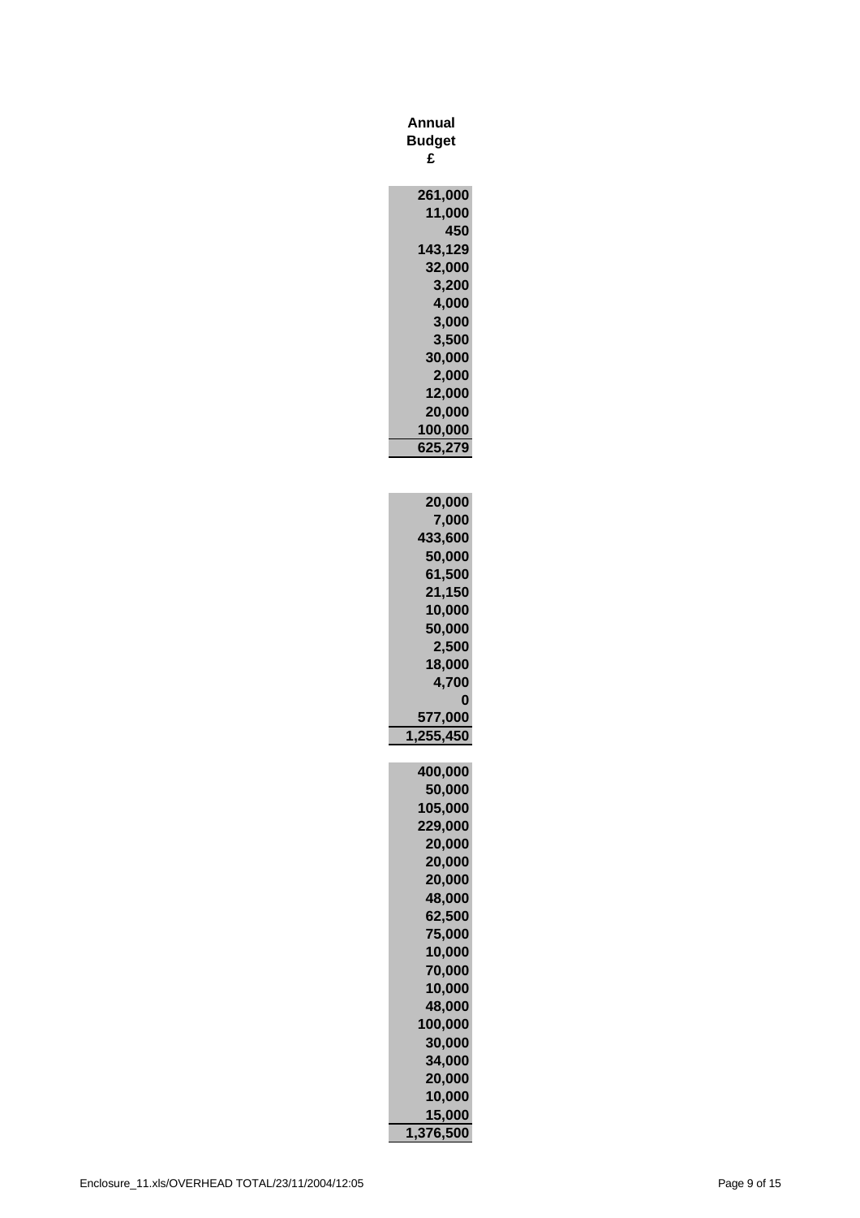| Annual Budget £ |
|---|
| 261,000 |
| 11,000 |
| 450 |
| 143,129 |
| 32,000 |
| 3,200 |
| 4,000 |
| 3,000 |
| 3,500 |
| 30,000 |
| 2,000 |
| 12,000 |
| 20,000 |
| 100,000 |
| 625,279 |
| |
| 20,000 |
| 7,000 |
| 433,600 |
| 50,000 |
| 61,500 |
| 21,150 |
| 10,000 |
| 50,000 |
| 2,500 |
| 18,000 |
| 4,700 |
| 0 |
| 577,000 |
| 1,255,450 |
| |
| 400,000 |
| 50,000 |
| 105,000 |
| 229,000 |
| 20,000 |
| 20,000 |
| 20,000 |
| 48,000 |
| 62,500 |
| 75,000 |
| 10,000 |
| 70,000 |
| 10,000 |
| 48,000 |
| 100,000 |
| 30,000 |
| 34,000 |
| 20,000 |
| 10,000 |
| 15,000 |
| 1,376,500 |

Enclosure_11.xls/OVERHEAD TOTAL/23/11/2004/12:05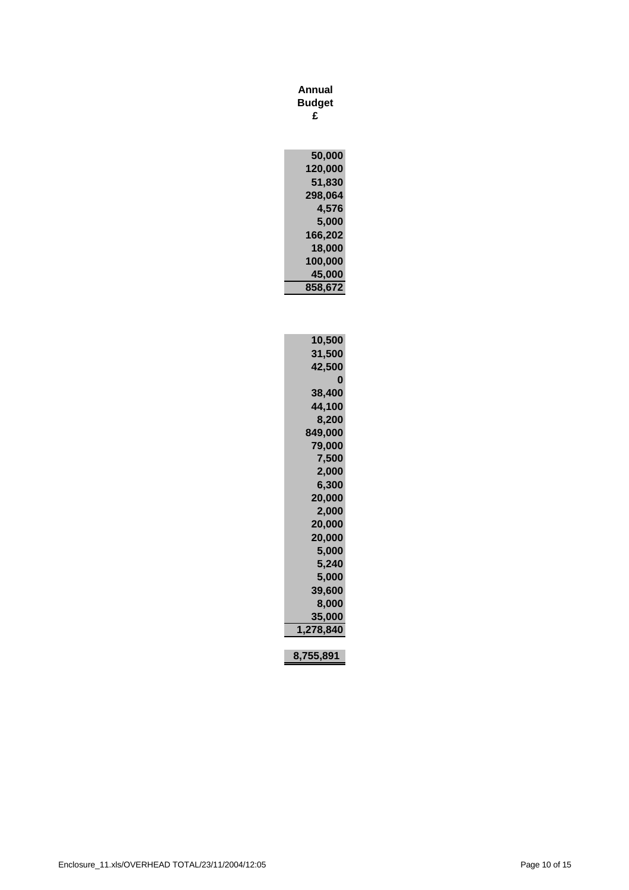| Annual Budget £ |
|---:|
| |
| 50,000 |
| 120,000 |
| 51,830 |
| 298,064 |
| 4,576 |
| 5,000 |
| 166,202 |
| 18,000 |
| 100,000 |
| 45,000 |
| 858,672 |
| |
| 10,500 |
| 31,500 |
| 42,500 |
| 0 |
| 38,400 |
| 44,100 |
| 8,200 |
| 849,000 |
| 79,000 |
| 7,500 |
| 2,000 |
| 6,300 |
| 20,000 |
| 2,000 |
| 20,000 |
| 20,000 |
| 5,000 |
| 5,240 |
| 5,000 |
| 39,600 |
| 8,000 |
| 35,000 |
| 1,278,840 |
| |
| 8,755,891 |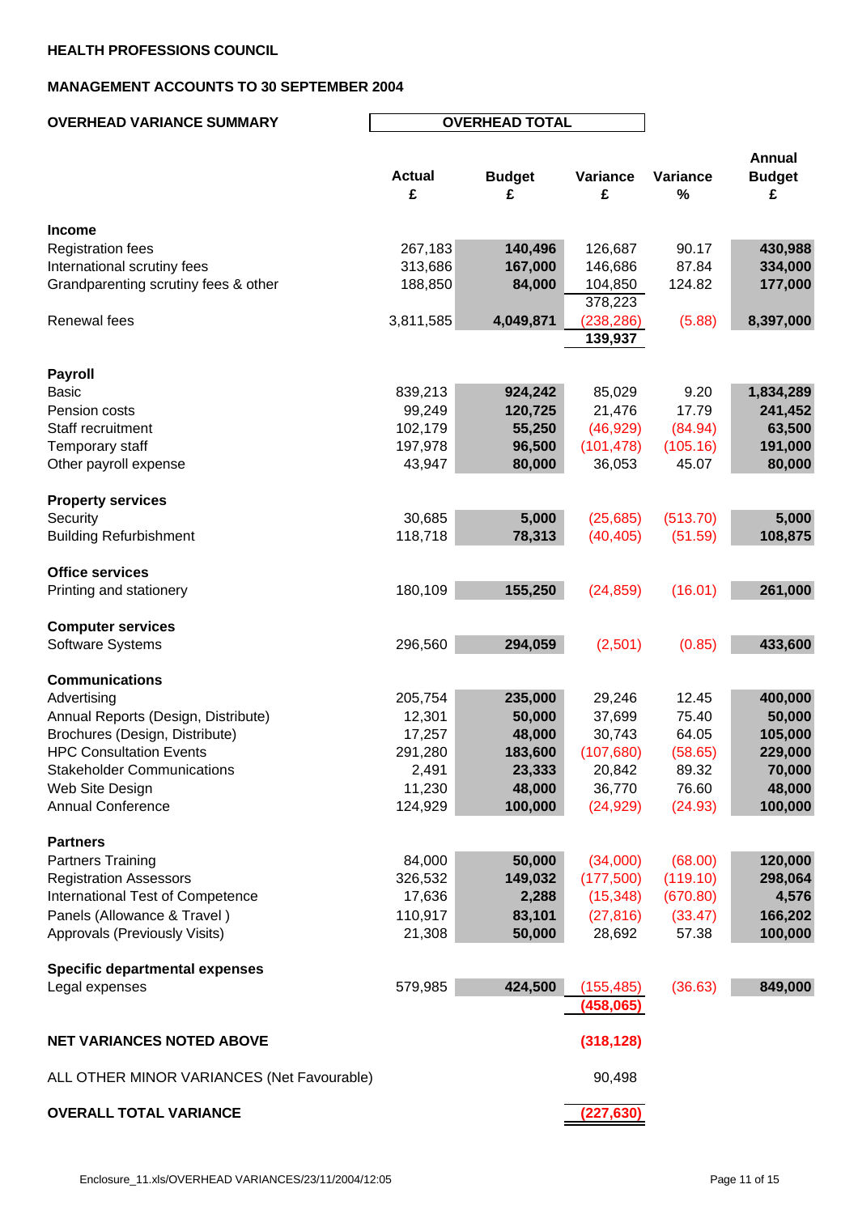**HEALTH PROFESSIONS COUNCIL**

**MANAGEMENT ACCOUNTS TO 30 SEPTEMBER 2004**

**OVERHEAD VARIANCE SUMMARY** — **OVERHEAD TOTAL**

| | Actual £ | Budget £ | Variance £ | Variance % | Annual Budget £ |
|---|---|---|---|---|---|
| **Income** | | | | | |
| Registration fees | 267,183 | 140,496 | 126,687 | 90.17 | 430,988 |
| International scrutiny fees | 313,686 | 167,000 | 146,686 | 87.84 | 334,000 |
| Grandparenting scrutiny fees & other | 188,850 | 84,000 | 104,850 | 124.82 | 177,000 |
| | | | 378,223 | | |
| Renewal fees | 3,811,585 | 4,049,871 | (238,286) | (5.88) | 8,397,000 |
| | | | 139,937 | | |
| **Payroll** | | | | | |
| Basic | 839,213 | 924,242 | 85,029 | 9.20 | 1,834,289 |
| Pension costs | 99,249 | 120,725 | 21,476 | 17.79 | 241,452 |
| Staff recruitment | 102,179 | 55,250 | (46,929) | (84.94) | 63,500 |
| Temporary staff | 197,978 | 96,500 | (101,478) | (105.16) | 191,000 |
| Other payroll expense | 43,947 | 80,000 | 36,053 | 45.07 | 80,000 |
| **Property services** | | | | | |
| Security | 30,685 | 5,000 | (25,685) | (513.70) | 5,000 |
| Building Refurbishment | 118,718 | 78,313 | (40,405) | (51.59) | 108,875 |
| **Office services** | | | | | |
| Printing and stationery | 180,109 | 155,250 | (24,859) | (16.01) | 261,000 |
| **Computer services** | | | | | |
| Software Systems | 296,560 | 294,059 | (2,501) | (0.85) | 433,600 |
| **Communications** | | | | | |
| Advertising | 205,754 | 235,000 | 29,246 | 12.45 | 400,000 |
| Annual Reports (Design, Distribute) | 12,301 | 50,000 | 37,699 | 75.40 | 50,000 |
| Brochures (Design, Distribute) | 17,257 | 48,000 | 30,743 | 64.05 | 105,000 |
| HPC Consultation Events | 291,280 | 183,600 | (107,680) | (58.65) | 229,000 |
| Stakeholder Communications | 2,491 | 23,333 | 20,842 | 89.32 | 70,000 |
| Web Site Design | 11,230 | 48,000 | 36,770 | 76.60 | 48,000 |
| Annual Conference | 124,929 | 100,000 | (24,929) | (24.93) | 100,000 |
| **Partners** | | | | | |
| Partners Training | 84,000 | 50,000 | (34,000) | (68.00) | 120,000 |
| Registration Assessors | 326,532 | 149,032 | (177,500) | (119.10) | 298,064 |
| International Test of Competence | 17,636 | 2,288 | (15,348) | (670.80) | 4,576 |
| Panels (Allowance & Travel ) | 110,917 | 83,101 | (27,816) | (33.47) | 166,202 |
| Approvals (Previously Visits) | 21,308 | 50,000 | 28,692 | 57.38 | 100,000 |
| **Specific departmental expenses** | | | | | |
| Legal expenses | 579,985 | 424,500 | (155,485) | (36.63) | 849,000 |
| | | | **(458,065)** | | |
| **NET VARIANCES NOTED ABOVE** | | | **(318,128)** | | |
| ALL OTHER MINOR VARIANCES (Net Favourable) | | | 90,498 | | |
| **OVERALL TOTAL VARIANCE** | | | **(227,630)** | | |

Enclosure_11.xls/OVERHEAD VARIANCES/23/11/2004/12:05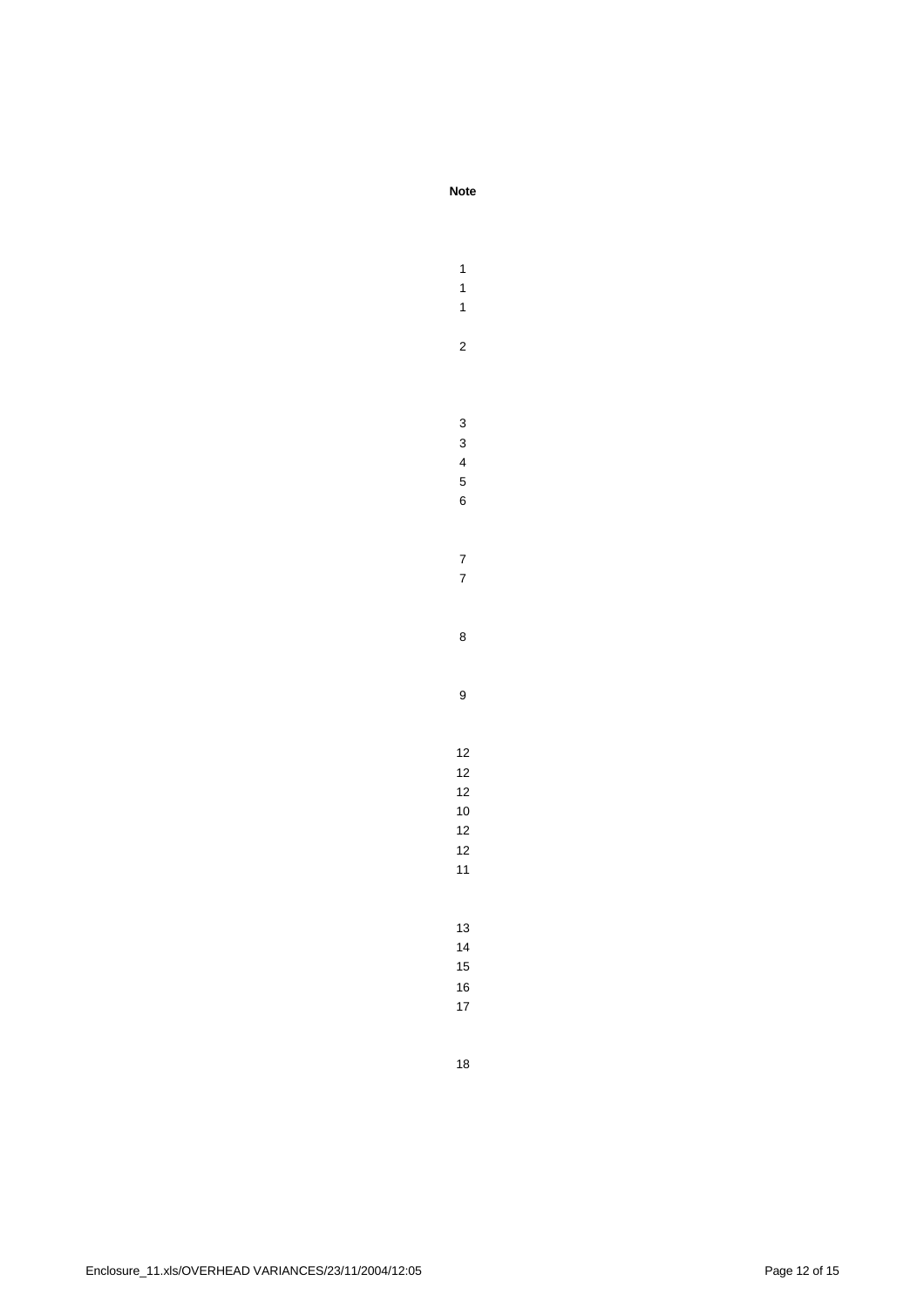**Note**

1
1
1

2

3
3
4
5
6

7
7

8

9

12
12
12
10
12
12
11

13
14
15
16
17

18